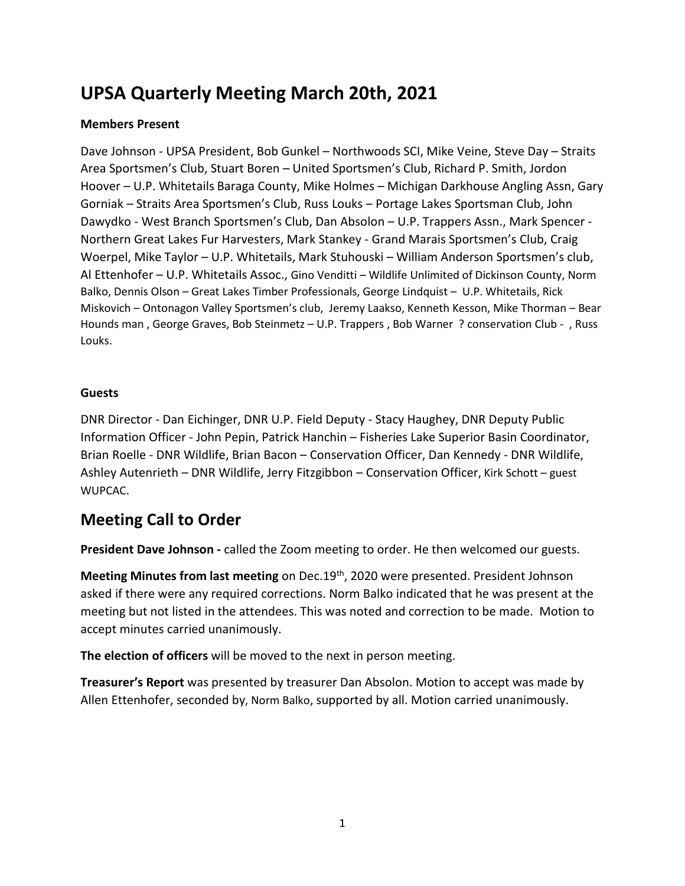# UPSA Quarterly Meeting March 20th, 2021

**Members Present**

Dave Johnson - UPSA President, Bob Gunkel – Northwoods SCI, Mike Veine, Steve Day – Straits Area Sportsmen's Club, Stuart Boren – United Sportsmen's Club, Richard P. Smith, Jordon Hoover – U.P. Whitetails Baraga County, Mike Holmes – Michigan Darkhouse Angling Assn, Gary Gorniak – Straits Area Sportsmen's Club, Russ Louks – Portage Lakes Sportsman Club, John Dawydko - West Branch Sportsmen's Club, Dan Absolon – U.P. Trappers Assn., Mark Spencer - Northern Great Lakes Fur Harvesters, Mark Stankey - Grand Marais Sportsmen's Club, Craig Woerpel, Mike Taylor – U.P. Whitetails, Mark Stuhouski – William Anderson Sportsmen's club, Al Ettenhofer – U.P. Whitetails Assoc., Gino Venditti – Wildlife Unlimited of Dickinson County, Norm Balko, Dennis Olson – Great Lakes Timber Professionals, George Lindquist – U.P. Whitetails, Rick Miskovich – Ontonagon Valley Sportsmen's club, Jeremy Laakso, Kenneth Kesson, Mike Thorman – Bear Hounds man , George Graves, Bob Steinmetz – U.P. Trappers , Bob Warner ? conservation Club - , Russ Louks.

**Guests**

DNR Director - Dan Eichinger, DNR U.P. Field Deputy - Stacy Haughey, DNR Deputy Public Information Officer - John Pepin, Patrick Hanchin – Fisheries Lake Superior Basin Coordinator, Brian Roelle - DNR Wildlife, Brian Bacon – Conservation Officer, Dan Kennedy - DNR Wildlife, Ashley Autenrieth – DNR Wildlife, Jerry Fitzgibbon – Conservation Officer, Kirk Schott – guest WUPCAC.

## Meeting Call to Order

**President Dave Johnson -** called the Zoom meeting to order. He then welcomed our guests.

**Meeting Minutes from last meeting** on Dec.19th, 2020 were presented. President Johnson asked if there were any required corrections. Norm Balko indicated that he was present at the meeting but not listed in the attendees. This was noted and correction to be made. Motion to accept minutes carried unanimously.

**The election of officers** will be moved to the next in person meeting.

**Treasurer's Report** was presented by treasurer Dan Absolon. Motion to accept was made by Allen Ettenhofer, seconded by, Norm Balko, supported by all. Motion carried unanimously.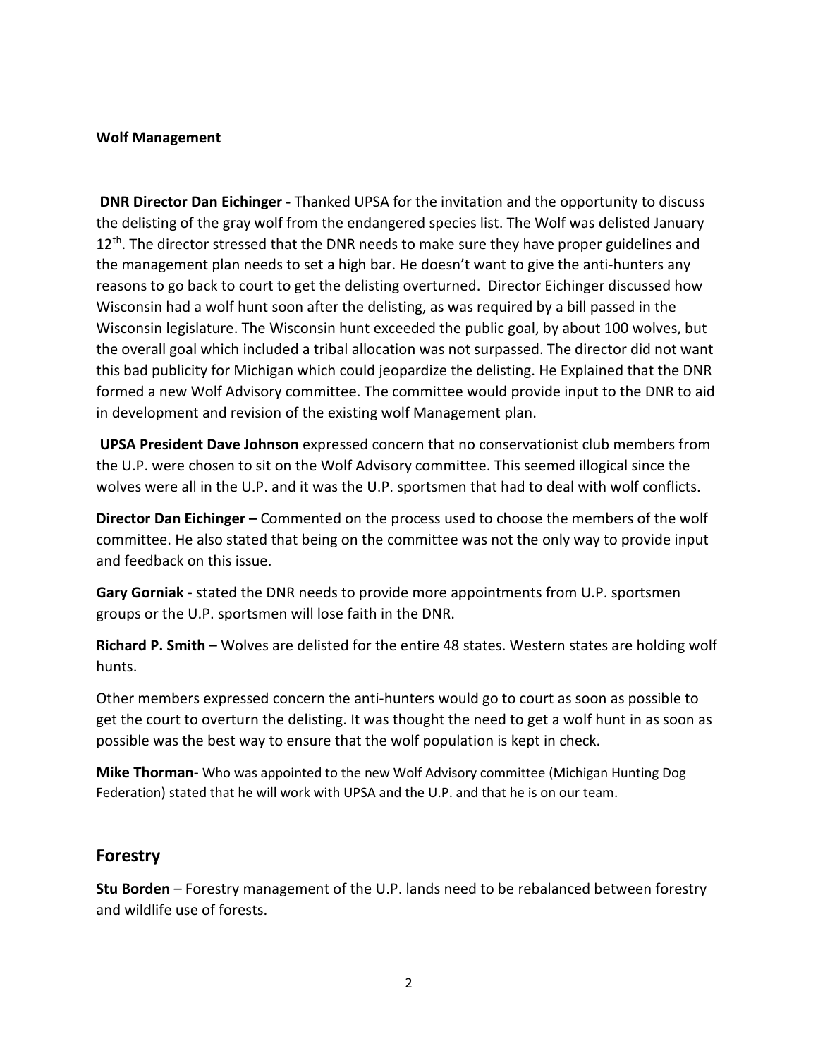**Wolf Management**

**DNR Director Dan Eichinger -** Thanked UPSA for the invitation and the opportunity to discuss the delisting of the gray wolf from the endangered species list. The Wolf was delisted January 12th. The director stressed that the DNR needs to make sure they have proper guidelines and the management plan needs to set a high bar. He doesn't want to give the anti-hunters any reasons to go back to court to get the delisting overturned. Director Eichinger discussed how Wisconsin had a wolf hunt soon after the delisting, as was required by a bill passed in the Wisconsin legislature. The Wisconsin hunt exceeded the public goal, by about 100 wolves, but the overall goal which included a tribal allocation was not surpassed. The director did not want this bad publicity for Michigan which could jeopardize the delisting. He Explained that the DNR formed a new Wolf Advisory committee. The committee would provide input to the DNR to aid in development and revision of the existing wolf Management plan.

**UPSA President Dave Johnson** expressed concern that no conservationist club members from the U.P. were chosen to sit on the Wolf Advisory committee. This seemed illogical since the wolves were all in the U.P. and it was the U.P. sportsmen that had to deal with wolf conflicts.

**Director Dan Eichinger –** Commented on the process used to choose the members of the wolf committee. He also stated that being on the committee was not the only way to provide input and feedback on this issue.

**Gary Gorniak** - stated the DNR needs to provide more appointments from U.P. sportsmen groups or the U.P. sportsmen will lose faith in the DNR.

**Richard P. Smith** – Wolves are delisted for the entire 48 states. Western states are holding wolf hunts.

Other members expressed concern the anti-hunters would go to court as soon as possible to get the court to overturn the delisting. It was thought the need to get a wolf hunt in as soon as possible was the best way to ensure that the wolf population is kept in check.

**Mike Thorman**- Who was appointed to the new Wolf Advisory committee (Michigan Hunting Dog Federation) stated that he will work with UPSA and the U.P. and that he is on our team.

## Forestry

**Stu Borden** – Forestry management of the U.P. lands need to be rebalanced between forestry and wildlife use of forests.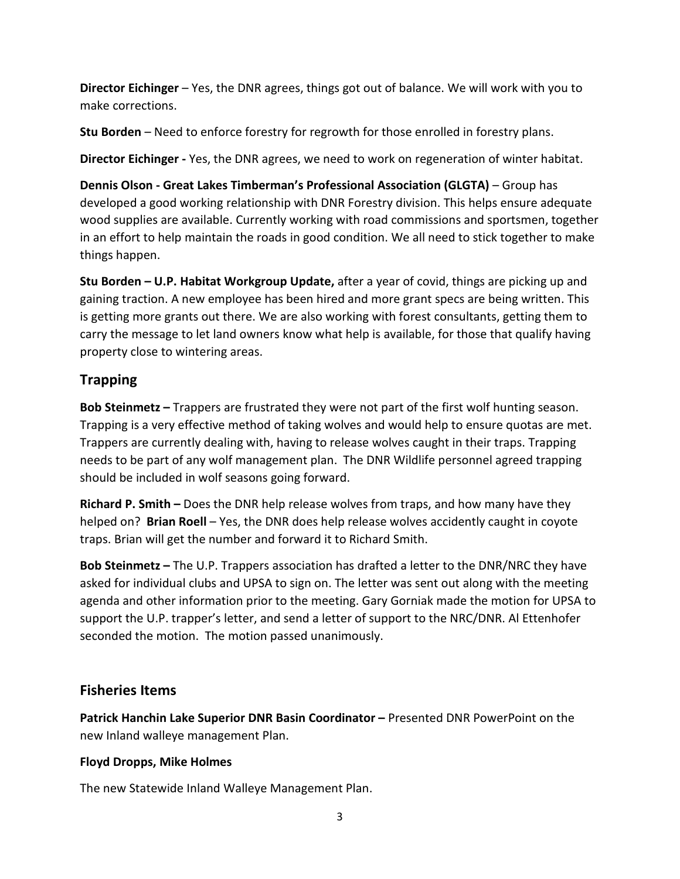**Director Eichinger** – Yes, the DNR agrees, things got out of balance. We will work with you to make corrections.

**Stu Borden** – Need to enforce forestry for regrowth for those enrolled in forestry plans.

**Director Eichinger -** Yes, the DNR agrees, we need to work on regeneration of winter habitat.

**Dennis Olson - Great Lakes Timberman's Professional Association (GLGTA)** – Group has developed a good working relationship with DNR Forestry division. This helps ensure adequate wood supplies are available. Currently working with road commissions and sportsmen, together in an effort to help maintain the roads in good condition. We all need to stick together to make things happen.

**Stu Borden – U.P. Habitat Workgroup Update,** after a year of covid, things are picking up and gaining traction. A new employee has been hired and more grant specs are being written. This is getting more grants out there. We are also working with forest consultants, getting them to carry the message to let land owners know what help is available, for those that qualify having property close to wintering areas.

## Trapping

**Bob Steinmetz –** Trappers are frustrated they were not part of the first wolf hunting season. Trapping is a very effective method of taking wolves and would help to ensure quotas are met. Trappers are currently dealing with, having to release wolves caught in their traps. Trapping needs to be part of any wolf management plan. The DNR Wildlife personnel agreed trapping should be included in wolf seasons going forward.

**Richard P. Smith –** Does the DNR help release wolves from traps, and how many have they helped on? **Brian Roell** – Yes, the DNR does help release wolves accidently caught in coyote traps. Brian will get the number and forward it to Richard Smith.

**Bob Steinmetz –** The U.P. Trappers association has drafted a letter to the DNR/NRC they have asked for individual clubs and UPSA to sign on. The letter was sent out along with the meeting agenda and other information prior to the meeting. Gary Gorniak made the motion for UPSA to support the U.P. trapper's letter, and send a letter of support to the NRC/DNR. Al Ettenhofer seconded the motion. The motion passed unanimously.

## Fisheries Items

**Patrick Hanchin Lake Superior DNR Basin Coordinator –** Presented DNR PowerPoint on the new Inland walleye management Plan.

**Floyd Dropps, Mike Holmes**

The new Statewide Inland Walleye Management Plan.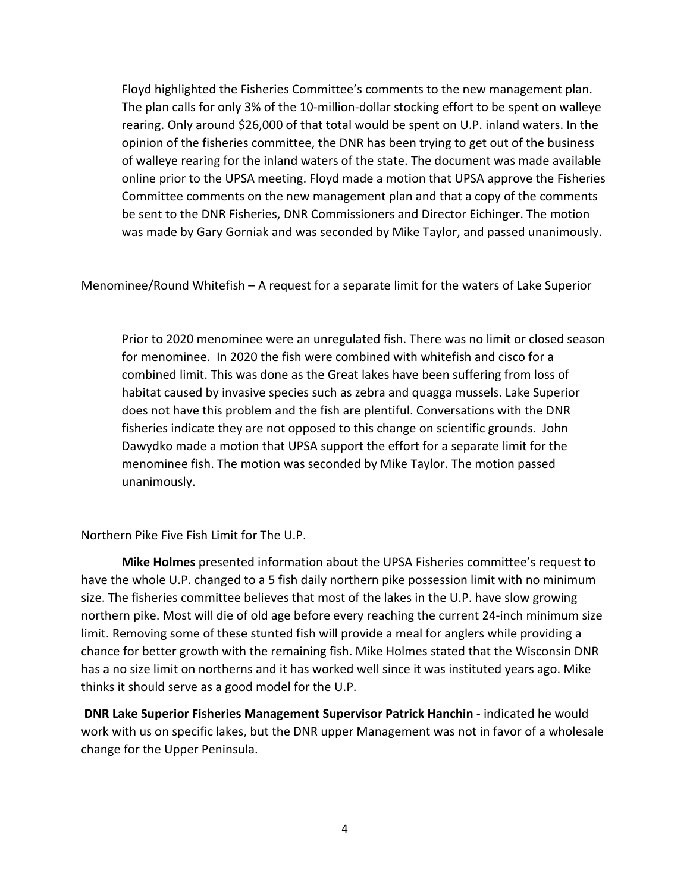Floyd highlighted the Fisheries Committee's comments to the new management plan. The plan calls for only 3% of the 10-million-dollar stocking effort to be spent on walleye rearing. Only around $26,000 of that total would be spent on U.P. inland waters. In the opinion of the fisheries committee, the DNR has been trying to get out of the business of walleye rearing for the inland waters of the state. The document was made available online prior to the UPSA meeting. Floyd made a motion that UPSA approve the Fisheries Committee comments on the new management plan and that a copy of the comments be sent to the DNR Fisheries, DNR Commissioners and Director Eichinger. The motion was made by Gary Gorniak and was seconded by Mike Taylor, and passed unanimously.

Menominee/Round Whitefish – A request for a separate limit for the waters of Lake Superior

Prior to 2020 menominee were an unregulated fish. There was no limit or closed season for menominee. In 2020 the fish were combined with whitefish and cisco for a combined limit. This was done as the Great lakes have been suffering from loss of habitat caused by invasive species such as zebra and quagga mussels. Lake Superior does not have this problem and the fish are plentiful. Conversations with the DNR fisheries indicate they are not opposed to this change on scientific grounds. John Dawydko made a motion that UPSA support the effort for a separate limit for the menominee fish. The motion was seconded by Mike Taylor. The motion passed unanimously.

Northern Pike Five Fish Limit for The U.P.

**Mike Holmes** presented information about the UPSA Fisheries committee's request to have the whole U.P. changed to a 5 fish daily northern pike possession limit with no minimum size. The fisheries committee believes that most of the lakes in the U.P. have slow growing northern pike. Most will die of old age before every reaching the current 24-inch minimum size limit. Removing some of these stunted fish will provide a meal for anglers while providing a chance for better growth with the remaining fish. Mike Holmes stated that the Wisconsin DNR has a no size limit on northerns and it has worked well since it was instituted years ago. Mike thinks it should serve as a good model for the U.P.

**DNR Lake Superior Fisheries Management Supervisor Patrick Hanchin** - indicated he would work with us on specific lakes, but the DNR upper Management was not in favor of a wholesale change for the Upper Peninsula.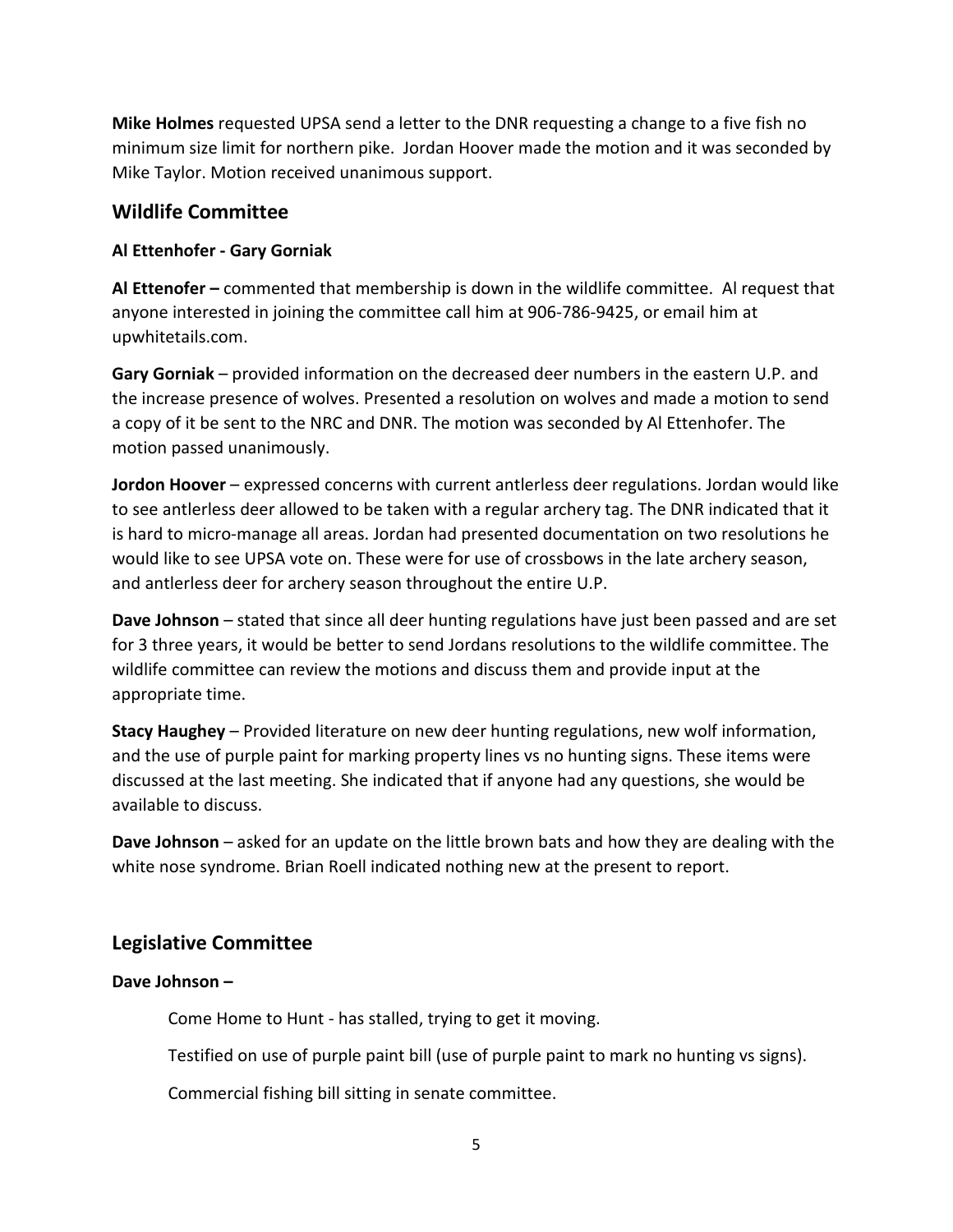**Mike Holmes** requested UPSA send a letter to the DNR requesting a change to a five fish no minimum size limit for northern pike. Jordan Hoover made the motion and it was seconded by Mike Taylor. Motion received unanimous support.

## Wildlife Committee

**Al Ettenhofer - Gary Gorniak**

**Al Ettenofer –** commented that membership is down in the wildlife committee. Al request that anyone interested in joining the committee call him at 906-786-9425, or email him at upwhitetails.com.

**Gary Gorniak** – provided information on the decreased deer numbers in the eastern U.P. and the increase presence of wolves. Presented a resolution on wolves and made a motion to send a copy of it be sent to the NRC and DNR. The motion was seconded by Al Ettenhofer. The motion passed unanimously.

**Jordon Hoover** – expressed concerns with current antlerless deer regulations. Jordan would like to see antlerless deer allowed to be taken with a regular archery tag. The DNR indicated that it is hard to micro-manage all areas. Jordan had presented documentation on two resolutions he would like to see UPSA vote on. These were for use of crossbows in the late archery season, and antlerless deer for archery season throughout the entire U.P.

**Dave Johnson** – stated that since all deer hunting regulations have just been passed and are set for 3 three years, it would be better to send Jordans resolutions to the wildlife committee. The wildlife committee can review the motions and discuss them and provide input at the appropriate time.

**Stacy Haughey** – Provided literature on new deer hunting regulations, new wolf information, and the use of purple paint for marking property lines vs no hunting signs. These items were discussed at the last meeting. She indicated that if anyone had any questions, she would be available to discuss.

**Dave Johnson** – asked for an update on the little brown bats and how they are dealing with the white nose syndrome. Brian Roell indicated nothing new at the present to report.

## Legislative Committee

**Dave Johnson –**

Come Home to Hunt - has stalled, trying to get it moving.

Testified on use of purple paint bill (use of purple paint to mark no hunting vs signs).

Commercial fishing bill sitting in senate committee.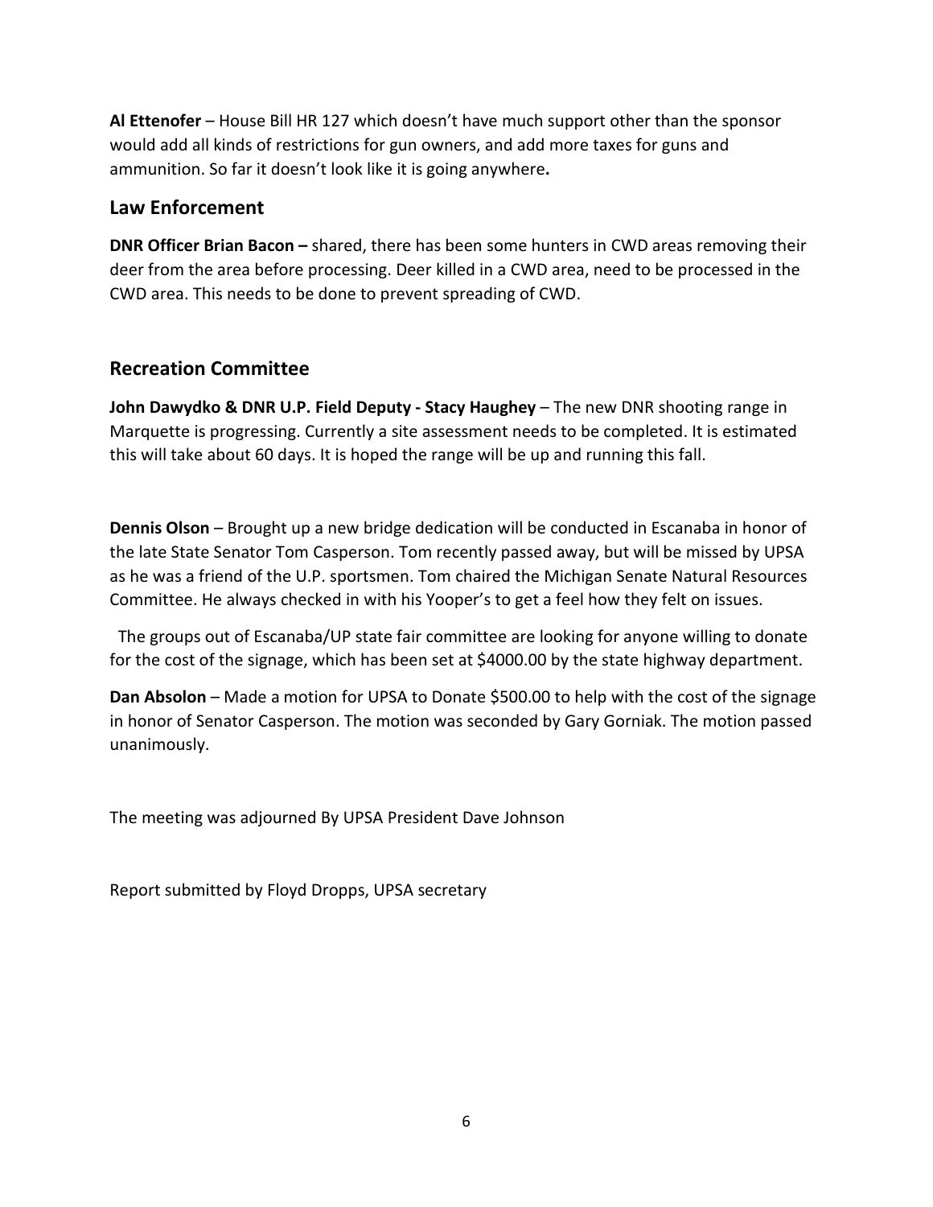**Al Ettenofer** – House Bill HR 127 which doesn't have much support other than the sponsor would add all kinds of restrictions for gun owners, and add more taxes for guns and ammunition. So far it doesn't look like it is going anywhere**.**

## Law Enforcement

**DNR Officer Brian Bacon –** shared, there has been some hunters in CWD areas removing their deer from the area before processing. Deer killed in a CWD area, need to be processed in the CWD area. This needs to be done to prevent spreading of CWD.

## Recreation Committee

**John Dawydko & DNR U.P. Field Deputy - Stacy Haughey** – The new DNR shooting range in Marquette is progressing. Currently a site assessment needs to be completed. It is estimated this will take about 60 days. It is hoped the range will be up and running this fall.

**Dennis Olson** – Brought up a new bridge dedication will be conducted in Escanaba in honor of the late State Senator Tom Casperson. Tom recently passed away, but will be missed by UPSA as he was a friend of the U.P. sportsmen. Tom chaired the Michigan Senate Natural Resources Committee. He always checked in with his Yooper's to get a feel how they felt on issues.

The groups out of Escanaba/UP state fair committee are looking for anyone willing to donate for the cost of the signage, which has been set at $4000.00 by the state highway department.

**Dan Absolon** – Made a motion for UPSA to Donate $500.00 to help with the cost of the signage in honor of Senator Casperson. The motion was seconded by Gary Gorniak. The motion passed unanimously.

The meeting was adjourned By UPSA President Dave Johnson

Report submitted by Floyd Dropps, UPSA secretary